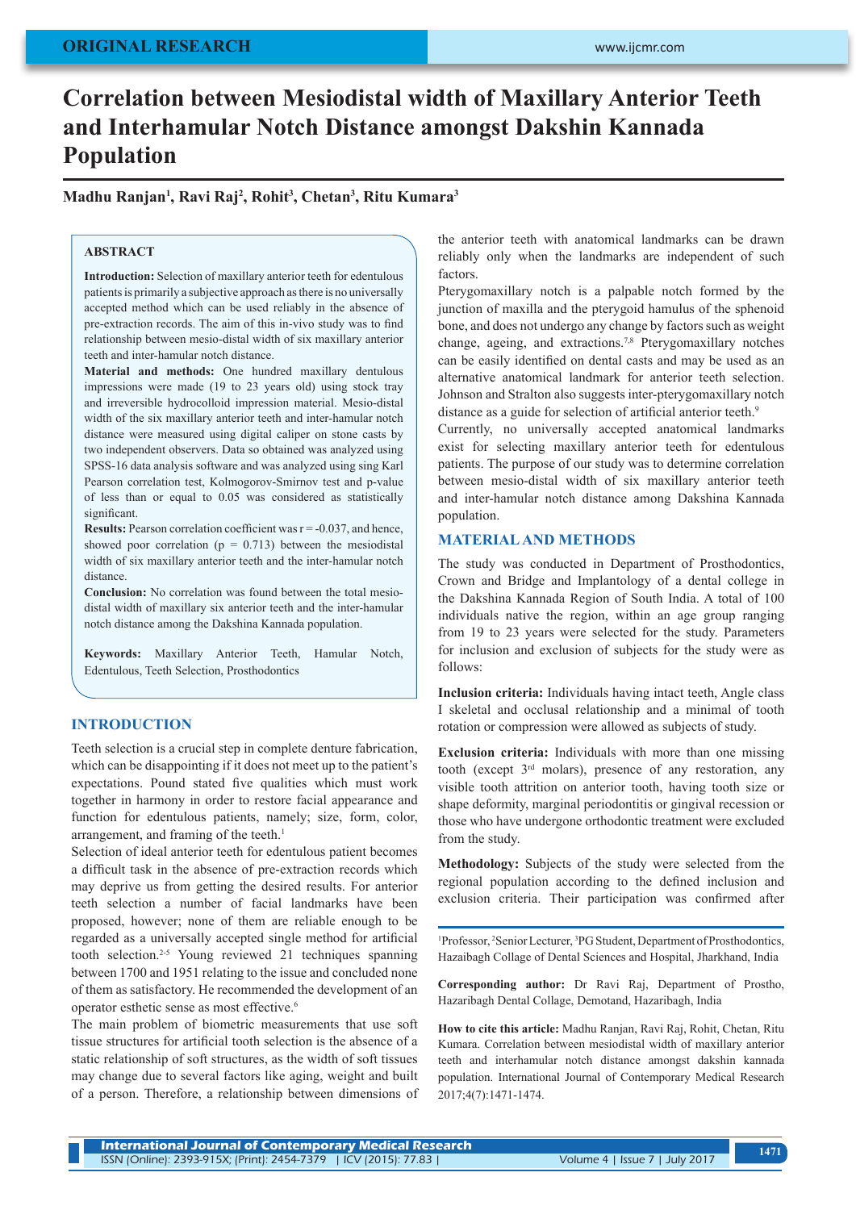ORIGINAL RESEARCH

# Correlation between Mesiodistal width of Maxillary Anterior Teeth and Interhamular Notch Distance amongst Dakshin Kannada Population

**Madhu Ranjan[1], Ravi Raj[2], Rohit[3], Chetan[3], Ritu Kumara[3]**

## ABSTRACT

**Introduction:** Selection of maxillary anterior teeth for edentulous patients is primarily a subjective approach as there is no universally accepted method which can be used reliably in the absence of pre-extraction records. The aim of this in-vivo study was to find relationship between mesio-distal width of six maxillary anterior teeth and inter-hamular notch distance.

**Material and methods:** One hundred maxillary dentulous impressions were made (19 to 23 years old) using stock tray and irreversible hydrocolloid impression material. Mesio-distal width of the six maxillary anterior teeth and inter-hamular notch distance were measured using digital caliper on stone casts by two independent observers. Data so obtained was analyzed using SPSS-16 data analysis software and was analyzed using sing Karl Pearson correlation test, Kolmogorov-Smirnov test and p-value of less than or equal to 0.05 was considered as statistically significant.

**Results:** Pearson correlation coefficient was r = -0.037, and hence, showed poor correlation (p = 0.713) between the mesiodistal width of six maxillary anterior teeth and the inter-hamular notch distance.

**Conclusion:** No correlation was found between the total mesio-distal width of maxillary six anterior teeth and the inter-hamular notch distance among the Dakshina Kannada population.

**Keywords:** Maxillary Anterior Teeth, Hamular Notch, Edentulous, Teeth Selection, Prosthodontics

## INTRODUCTION

Teeth selection is a crucial step in complete denture fabrication, which can be disappointing if it does not meet up to the patient's expectations. Pound stated five qualities which must work together in harmony in order to restore facial appearance and function for edentulous patients, namely; size, form, color, arrangement, and framing of the teeth.[1]

Selection of ideal anterior teeth for edentulous patient becomes a difficult task in the absence of pre-extraction records which may deprive us from getting the desired results. For anterior teeth selection a number of facial landmarks have been proposed, however; none of them are reliable enough to be regarded as a universally accepted single method for artificial tooth selection.[2-5] Young reviewed 21 techniques spanning between 1700 and 1951 relating to the issue and concluded none of them as satisfactory. He recommended the development of an operator esthetic sense as most effective.[6]

The main problem of biometric measurements that use soft tissue structures for artificial tooth selection is the absence of a static relationship of soft structures, as the width of soft tissues may change due to several factors like aging, weight and built of a person. Therefore, a relationship between dimensions of the anterior teeth with anatomical landmarks can be drawn reliably only when the landmarks are independent of such factors.

Pterygomaxillary notch is a palpable notch formed by the junction of maxilla and the pterygoid hamulus of the sphenoid bone, and does not undergo any change by factors such as weight change, ageing, and extractions.[7,8] Pterygomaxillary notches can be easily identified on dental casts and may be used as an alternative anatomical landmark for anterior teeth selection. Johnson and Stralton also suggests inter-pterygomaxillary notch distance as a guide for selection of artificial anterior teeth.[9]

Currently, no universally accepted anatomical landmarks exist for selecting maxillary anterior teeth for edentulous patients. The purpose of our study was to determine correlation between mesio-distal width of six maxillary anterior teeth and inter-hamular notch distance among Dakshina Kannada population.

## MATERIAL AND METHODS

The study was conducted in Department of Prosthodontics, Crown and Bridge and Implantology of a dental college in the Dakshina Kannada Region of South India. A total of 100 individuals native the region, within an age group ranging from 19 to 23 years were selected for the study. Parameters for inclusion and exclusion of subjects for the study were as follows:

**Inclusion criteria:** Individuals having intact teeth, Angle class I skeletal and occlusal relationship and a minimal of tooth rotation or compression were allowed as subjects of study.

**Exclusion criteria:** Individuals with more than one missing tooth (except 3rd molars), presence of any restoration, any visible tooth attrition on anterior tooth, having tooth size or shape deformity, marginal periodontitis or gingival recession or those who have undergone orthodontic treatment were excluded from the study.

**Methodology:** Subjects of the study were selected from the regional population according to the defined inclusion and exclusion criteria. Their participation was confirmed after

---

[1]Professor, [2]Senior Lecturer, [3]PG Student, Department of Prosthodontics, Hazaibagh Collage of Dental Sciences and Hospital, Jharkhand, India

**Corresponding author:** Dr Ravi Raj, Department of Prostho, Hazaribagh Dental Collage, Demotand, Hazaribagh, India

**How to cite this article:** Madhu Ranjan, Ravi Raj, Rohit, Chetan, Ritu Kumara. Correlation between mesiodistal width of maxillary anterior teeth and interhamular notch distance amongst dakshin kannada population. International Journal of Contemporary Medical Research 2017;4(7):1471-1474.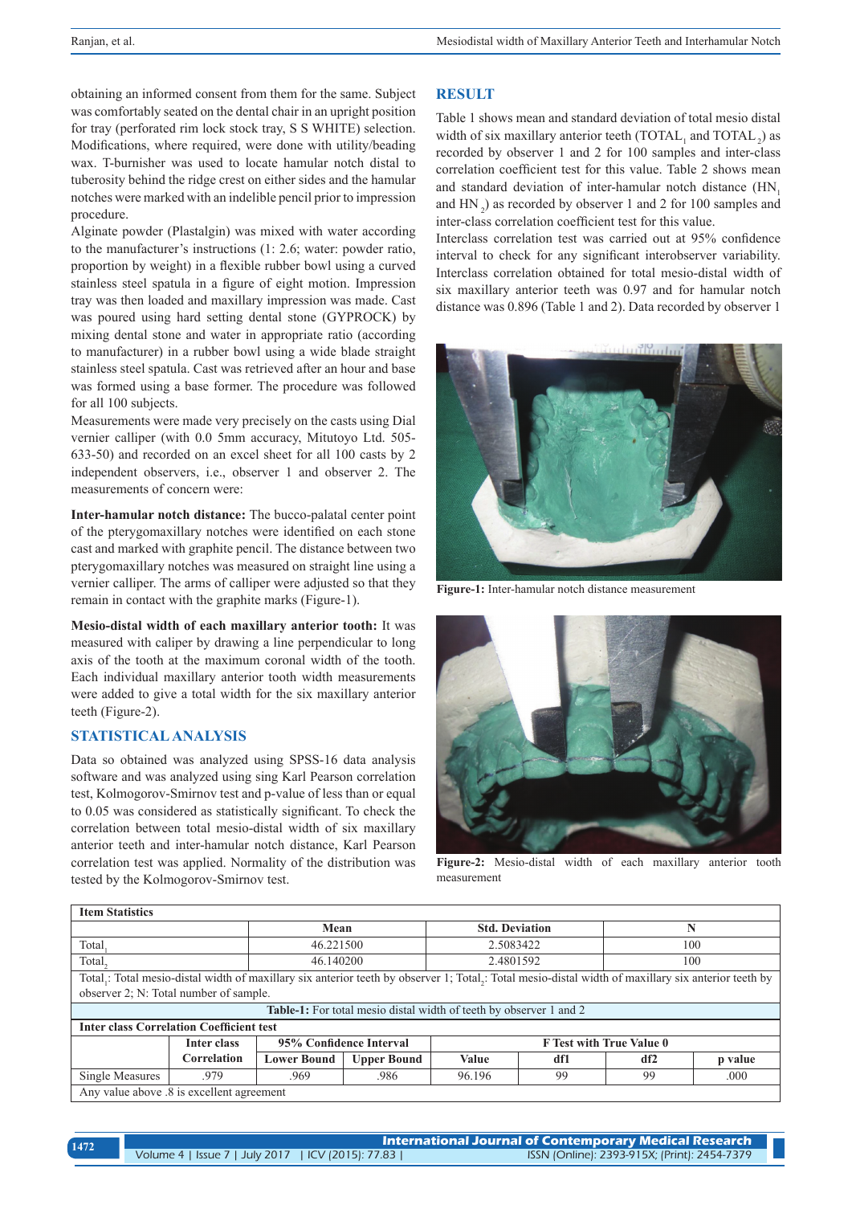obtaining an informed consent from them for the same. Subject was comfortably seated on the dental chair in an upright position for tray (perforated rim lock stock tray, S S WHITE) selection. Modifications, where required, were done with utility/beading wax. T-burnisher was used to locate hamular notch distal to tuberosity behind the ridge crest on either sides and the hamular notches were marked with an indelible pencil prior to impression procedure.

Alginate powder (Plastalgin) was mixed with water according to the manufacturer's instructions (1: 2.6; water: powder ratio, proportion by weight) in a flexible rubber bowl using a curved stainless steel spatula in a figure of eight motion. Impression tray was then loaded and maxillary impression was made. Cast was poured using hard setting dental stone (GYPROCK) by mixing dental stone and water in appropriate ratio (according to manufacturer) in a rubber bowl using a wide blade straight stainless steel spatula. Cast was retrieved after an hour and base was formed using a base former. The procedure was followed for all 100 subjects.

Measurements were made very precisely on the casts using Dial vernier calliper (with 0.0 5mm accuracy, Mitutoyo Ltd. 505-633-50) and recorded on an excel sheet for all 100 casts by 2 independent observers, i.e., observer 1 and observer 2. The measurements of concern were:

**Inter-hamular notch distance:** The bucco-palatal center point of the pterygomaxillary notches were identified on each stone cast and marked with graphite pencil. The distance between two pterygomaxillary notches was measured on straight line using a vernier calliper. The arms of calliper were adjusted so that they remain in contact with the graphite marks (Figure-1).

**Mesio-distal width of each maxillary anterior tooth:** It was measured with caliper by drawing a line perpendicular to long axis of the tooth at the maximum coronal width of the tooth. Each individual maxillary anterior tooth width measurements were added to give a total width for the six maxillary anterior teeth (Figure-2).

## STATISTICAL ANALYSIS

Data so obtained was analyzed using SPSS-16 data analysis software and was analyzed using sing Karl Pearson correlation test, Kolmogorov-Smirnov test and p-value of less than or equal to 0.05 was considered as statistically significant. To check the correlation between total mesio-distal width of six maxillary anterior teeth and inter-hamular notch distance, Karl Pearson correlation test was applied. Normality of the distribution was tested by the Kolmogorov-Smirnov test.

## RESULT

Table 1 shows mean and standard deviation of total mesio distal width of six maxillary anterior teeth ($TOTAL_1$ and $TOTAL_2$) as recorded by observer 1 and 2 for 100 samples and inter-class correlation coefficient test for this value. Table 2 shows mean and standard deviation of inter-hamular notch distance ($HN_1$ and $HN_2$) as recorded by observer 1 and 2 for 100 samples and inter-class correlation coefficient test for this value.

Interclass correlation test was carried out at 95% confidence interval to check for any significant interobserver variability. Interclass correlation obtained for total mesio-distal width of six maxillary anterior teeth was 0.97 and for hamular notch distance was 0.896 (Table 1 and 2). Data recorded by observer 1

Figure-1: Inter-hamular notch distance measurement

Figure-2: Mesio-distal width of each maxillary anterior tooth measurement

**Item Statistics**

| | Mean | Std. Deviation | N |
|---|---|---|---|
| $Total_1$ | 46.221500 | 2.5083422 | 100 |
| $Total_2$ | 46.140200 | 2.4801592 | 100 |

$Total_1$: Total mesio-distal width of maxillary six anterior teeth by observer 1; $Total_2$: Total mesio-distal width of maxillary six anterior teeth by observer 2; N: Total number of sample.

**Table-1:** For total mesio distal width of teeth by observer 1 and 2

**Inter class Correlation Coefficient test**

| | Inter class Correlation | 95% Confidence Interval | | F Test with True Value 0 | | | |
|---|---|---|---|---|---|---|---|
| | | Lower Bound | Upper Bound | Value | df1 | df2 | p value |
| Single Measures | .979 | .969 | .986 | 96.196 | 99 | 99 | .000 |

Any value above .8 is excellent agreement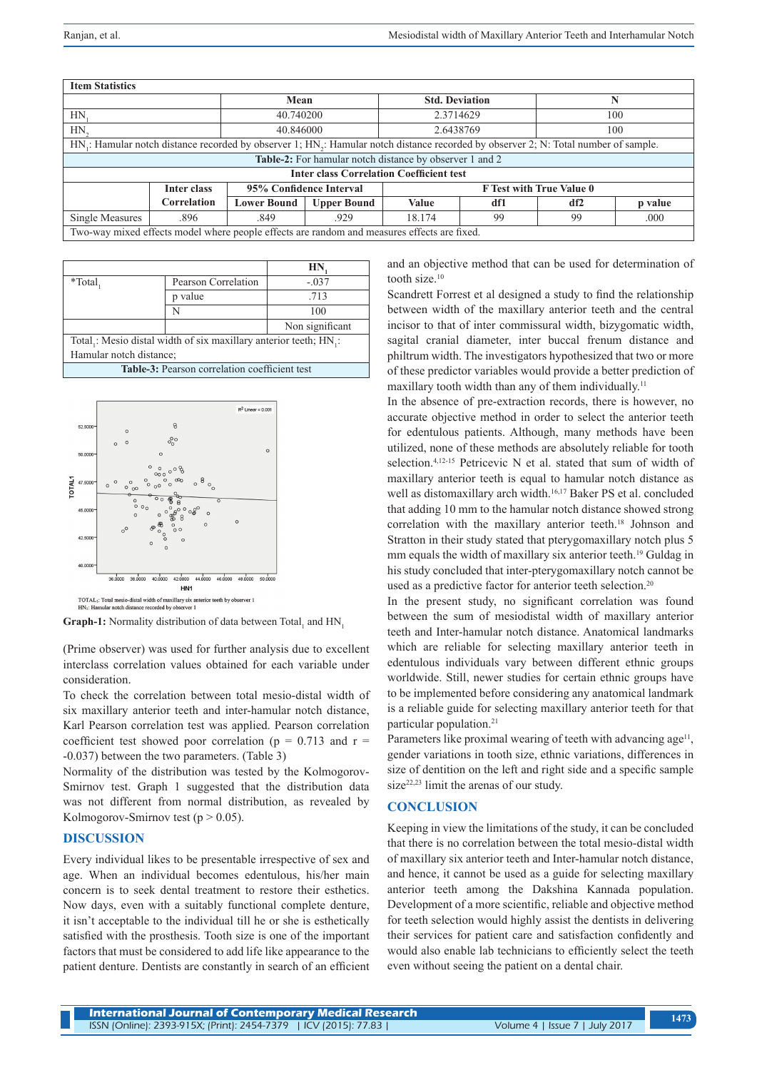| Item Statistics | | | |
|---|---|---|---|
| | Mean | Std. Deviation | N |
| $HN_1$ | 40.740200 | 2.3714629 | 100 |
| $HN_2$ | 40.846000 | 2.6438769 | 100 |

$HN_1$: Hamular notch distance recorded by observer 1; $HN_2$: Hamular notch distance recorded by observer 2; N: Total number of sample.

**Table-2:** For hamular notch distance by observer 1 and 2

| Inter class Correlation Coefficient test | | | | | | | |
|---|---|---|---|---|---|---|---|
| | Inter class Correlation | 95% Confidence Interval | | F Test with True Value 0 | | | |
| | | Lower Bound | Upper Bound | Value | df1 | df2 | p value |
| Single Measures | .896 | .849 | .929 | 18.174 | 99 | 99 | .000 |

Two-way mixed effects model where people effects are random and measures effects are fixed.

| | | $HN_1$ |
|---|---|---|
| *$Total_1$ | Pearson Correlation | -.037 |
| | p value | .713 |
| | N | 100 |
| | | Non significant |

$Total_1$: Mesio distal width of six maxillary anterior teeth; $HN_1$: Hamular notch distance;

**Table-3:** Pearson correlation coefficient test

TOTAL1: Total mesio-distal width of maxillary six anterior teeth by observer 1
HN1: Hamular notch distance recorded by observer 1

**Graph-1:** Normality distribution of data between $Total_1$ and $HN_1$

(Prime observer) was used for further analysis due to excellent interclass correlation values obtained for each variable under consideration.

To check the correlation between total mesio-distal width of six maxillary anterior teeth and inter-hamular notch distance, Karl Pearson correlation test was applied. Pearson correlation coefficient test showed poor correlation ($p = 0.713$ and $r = -0.037$) between the two parameters. (Table 3)

Normality of the distribution was tested by the Kolmogorov-Smirnov test. Graph 1 suggested that the distribution data was not different from normal distribution, as revealed by Kolmogorov-Smirnov test ($p > 0.05$).

## DISCUSSION

Every individual likes to be presentable irrespective of sex and age. When an individual becomes edentulous, his/her main concern is to seek dental treatment to restore their esthetics. Now days, even with a suitably functional complete denture, it isn't acceptable to the individual till he or she is esthetically satisfied with the prosthesis. Tooth size is one of the important factors that must be considered to add life like appearance to the patient denture. Dentists are constantly in search of an efficient and an objective method that can be used for determination of tooth size.[10]

Scandrett Forrest et al designed a study to find the relationship between width of the maxillary anterior teeth and the central incisor to that of inter commissural width, bizygomatic width, sagital cranial diameter, inter buccal frenum distance and philtrum width. The investigators hypothesized that two or more of these predictor variables would provide a better prediction of maxillary tooth width than any of them individually.[11]

In the absence of pre-extraction records, there is however, no accurate objective method in order to select the anterior teeth for edentulous patients. Although, many methods have been utilized, none of these methods are absolutely reliable for tooth selection.[4,12-15] Petricevic N et al. stated that sum of width of maxillary anterior teeth is equal to hamular notch distance as well as distomaxillary arch width.[16,17] Baker PS et al. concluded that adding 10 mm to the hamular notch distance showed strong correlation with the maxillary anterior teeth.[18] Johnson and Stratton in their study stated that pterygomaxillary notch plus 5 mm equals the width of maxillary six anterior teeth.[19] Guldag in his study concluded that inter-pterygomaxillary notch cannot be used as a predictive factor for anterior teeth selection.[20]

In the present study, no significant correlation was found between the sum of mesiodistal width of maxillary anterior teeth and Inter-hamular notch distance. Anatomical landmarks which are reliable for selecting maxillary anterior teeth in edentulous individuals vary between different ethnic groups worldwide. Still, newer studies for certain ethnic groups have to be implemented before considering any anatomical landmark is a reliable guide for selecting maxillary anterior teeth for that particular population.[21]

Parameters like proximal wearing of teeth with advancing age[11], gender variations in tooth size, ethnic variations, differences in size of dentition on the left and right side and a specific sample size[22,23] limit the arenas of our study.

## CONCLUSION

Keeping in view the limitations of the study, it can be concluded that there is no correlation between the total mesio-distal width of maxillary six anterior teeth and Inter-hamular notch distance, and hence, it cannot be used as a guide for selecting maxillary anterior teeth among the Dakshina Kannada population. Development of a more scientific, reliable and objective method for teeth selection would highly assist the dentists in delivering their services for patient care and satisfaction confidently and would also enable lab technicians to efficiently select the teeth even without seeing the patient on a dental chair.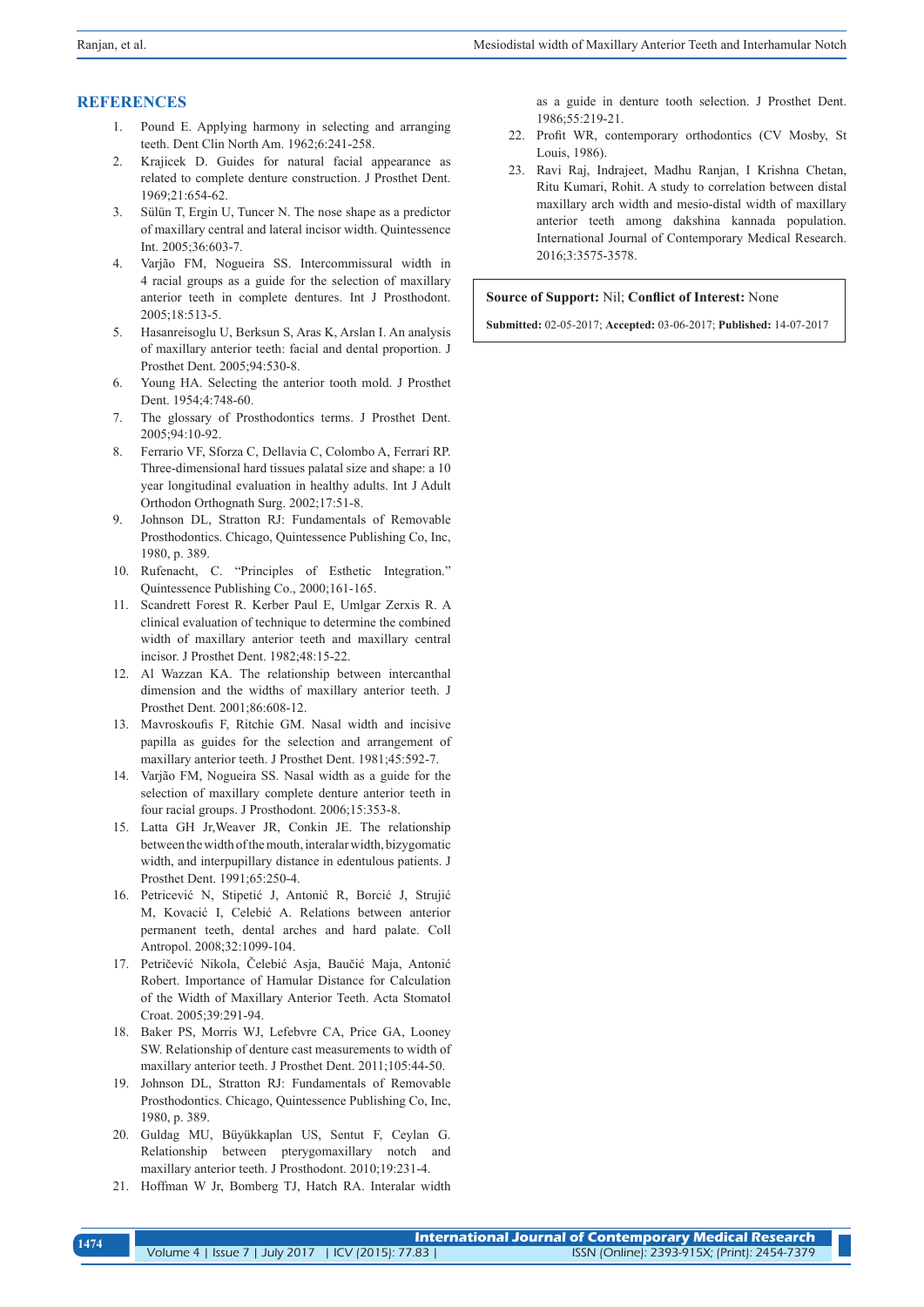## REFERENCES

1. Pound E. Applying harmony in selecting and arranging teeth. Dent Clin North Am. 1962;6:241-258.
2. Krajicek D. Guides for natural facial appearance as related to complete denture construction. J Prosthet Dent. 1969;21:654-62.
3. Sülün T, Ergin U, Tuncer N. The nose shape as a predictor of maxillary central and lateral incisor width. Quintessence Int. 2005;36:603-7.
4. Varjão FM, Nogueira SS. Intercommissural width in 4 racial groups as a guide for the selection of maxillary anterior teeth in complete dentures. Int J Prosthodont. 2005;18:513-5.
5. Hasanreisoglu U, Berksun S, Aras K, Arslan I. An analysis of maxillary anterior teeth: facial and dental proportion. J Prosthet Dent. 2005;94:530-8.
6. Young HA. Selecting the anterior tooth mold. J Prosthet Dent. 1954;4:748-60.
7. The glossary of Prosthodontics terms. J Prosthet Dent. 2005;94:10-92.
8. Ferrario VF, Sforza C, Dellavia C, Colombo A, Ferrari RP. Three-dimensional hard tissues palatal size and shape: a 10 year longitudinal evaluation in healthy adults. Int J Adult Orthodon Orthognath Surg. 2002;17:51-8.
9. Johnson DL, Stratton RJ: Fundamentals of Removable Prosthodontics. Chicago, Quintessence Publishing Co, Inc, 1980, p. 389.
10. Rufenacht, C. "Principles of Esthetic Integration." Quintessence Publishing Co., 2000;161-165.
11. Scandrett Forest R. Kerber Paul E, Umlgar Zerxis R. A clinical evaluation of technique to determine the combined width of maxillary anterior teeth and maxillary central incisor. J Prosthet Dent. 1982;48:15-22.
12. Al Wazzan KA. The relationship between intercanthal dimension and the widths of maxillary anterior teeth. J Prosthet Dent. 2001;86:608-12.
13. Mavroskoufis F, Ritchie GM. Nasal width and incisive papilla as guides for the selection and arrangement of maxillary anterior teeth. J Prosthet Dent. 1981;45:592-7.
14. Varjão FM, Nogueira SS. Nasal width as a guide for the selection of maxillary complete denture anterior teeth in four racial groups. J Prosthodont. 2006;15:353-8.
15. Latta GH Jr,Weaver JR, Conkin JE. The relationship between the width of the mouth, interalar width, bizygomatic width, and interpupillary distance in edentulous patients. J Prosthet Dent. 1991;65:250-4.
16. Petricević N, Stipetić J, Antonić R, Borcić J, Strujić M, Kovacić I, Celebić A. Relations between anterior permanent teeth, dental arches and hard palate. Coll Antropol. 2008;32:1099-104.
17. Petričević Nikola, Čelebić Asja, Baučić Maja, Antonić Robert. Importance of Hamular Distance for Calculation of the Width of Maxillary Anterior Teeth. Acta Stomatol Croat. 2005;39:291-94.
18. Baker PS, Morris WJ, Lefebvre CA, Price GA, Looney SW. Relationship of denture cast measurements to width of maxillary anterior teeth. J Prosthet Dent. 2011;105:44-50.
19. Johnson DL, Stratton RJ: Fundamentals of Removable Prosthodontics. Chicago, Quintessence Publishing Co, Inc, 1980, p. 389.
20. Guldag MU, Büyükkaplan US, Sentut F, Ceylan G. Relationship between pterygomaxillary notch and maxillary anterior teeth. J Prosthodont. 2010;19:231-4.
21. Hoffman W Jr, Bomberg TJ, Hatch RA. Interalar width as a guide in denture tooth selection. J Prosthet Dent. 1986;55:219-21.
22. Profit WR, contemporary orthodontics (CV Mosby, St Louis, 1986).
23. Ravi Raj, Indrajeet, Madhu Ranjan, I Krishna Chetan, Ritu Kumari, Rohit. A study to correlation between distal maxillary arch width and mesio-distal width of maxillary anterior teeth among dakshina kannada population. International Journal of Contemporary Medical Research. 2016;3:3575-3578.

**Source of Support:** Nil; **Conflict of Interest:** None

**Submitted:** 02-05-2017; **Accepted:** 03-06-2017; **Published:** 14-07-2017